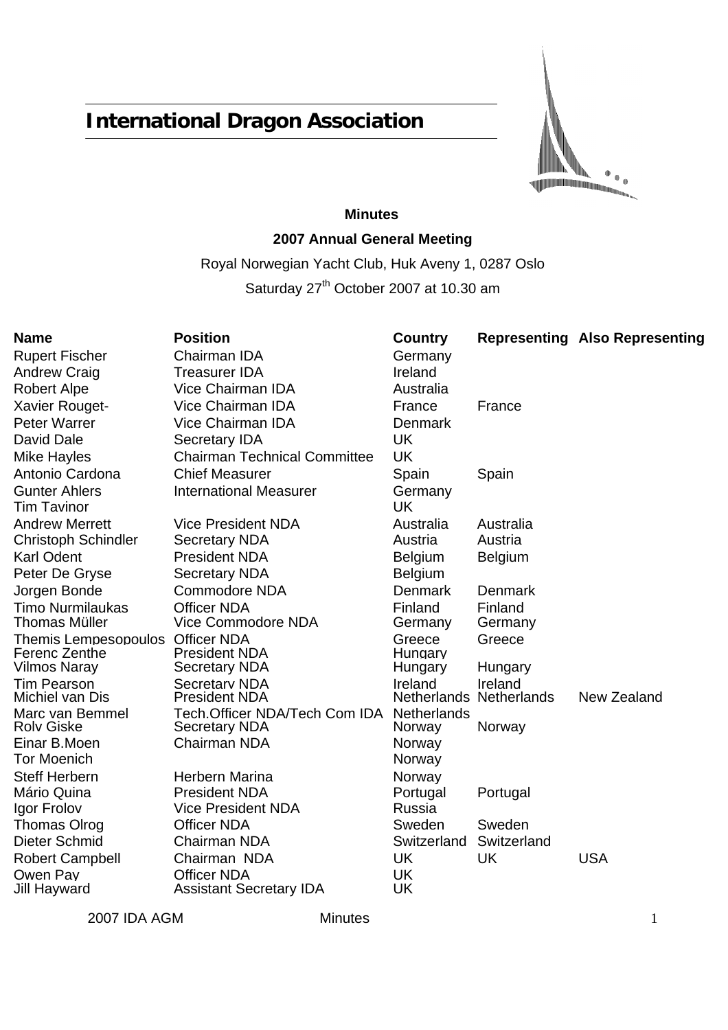# International Dragon Association

**Minutes**

**2007 Annual General Meeting**

Royal Norwegian Yacht Club, Huk Aveny 1, 0287 Oslo

Saturday 27th October 2007 at 10.30 am

| Name | Position | Country | Representing | Also Representing |
|---|---|---|---|---|
| Rupert Fischer | Chairman IDA | Germany | | |
| Andrew Craig | Treasurer IDA | Ireland | | |
| Robert Alpe | Vice Chairman IDA | Australia | | |
| Xavier Rouget- | Vice Chairman IDA | France | France | |
| Peter Warrer | Vice Chairman IDA | Denmark | | |
| David Dale | Secretary IDA | UK | | |
| Mike Hayles | Chairman Technical Committee | UK | | |
| Antonio Cardona | Chief Measurer | Spain | Spain | |
| Gunter Ahlers | International Measurer | Germany | | |
| Tim Tavinor | | UK | | |
| Andrew Merrett | Vice President NDA | Australia | Australia | |
| Christoph Schindler | Secretary NDA | Austria | Austria | |
| Karl Odent | President NDA | Belgium | Belgium | |
| Peter De Gryse | Secretary NDA | Belgium | | |
| Jorgen Bonde | Commodore NDA | Denmark | Denmark | |
| Timo Nurmilaukas | Officer NDA | Finland | Finland | |
| Thomas Müller | Vice Commodore NDA | Germany | Germany | |
| Themis Lempesopoulos | Officer NDA | Greece | Greece | |
| Ferenc Zenthe | President NDA | Hungary | | |
| Vilmos Naray | Secretary NDA | Hungary | Hungary | |
| Tim Pearson | Secretary NDA | Ireland | Ireland | |
| Michiel van Dis | President NDA | Netherlands | Netherlands | New Zealand |
| Marc van Bemmel | Tech.Officer NDA/Tech Com IDA | Netherlands | | |
| Roly Giske | Secretary NDA | Norway | Norway | |
| Einar B.Moen | Chairman NDA | Norway | | |
| Tor Moenich | | Norway | | |
| Steff Herbern | Herbern Marina | Norway | | |
| Mário Quina | President NDA | Portugal | Portugal | |
| Igor Frolov | Vice President NDA | Russia | | |
| Thomas Olrog | Officer NDA | Sweden | Sweden | |
| Dieter Schmid | Chairman NDA | Switzerland | Switzerland | |
| Robert Campbell | Chairman NDA | UK | UK | USA |
| Owen Pay | Officer NDA | UK | | |
| Jill Hayward | Assistant Secretary IDA | UK | | |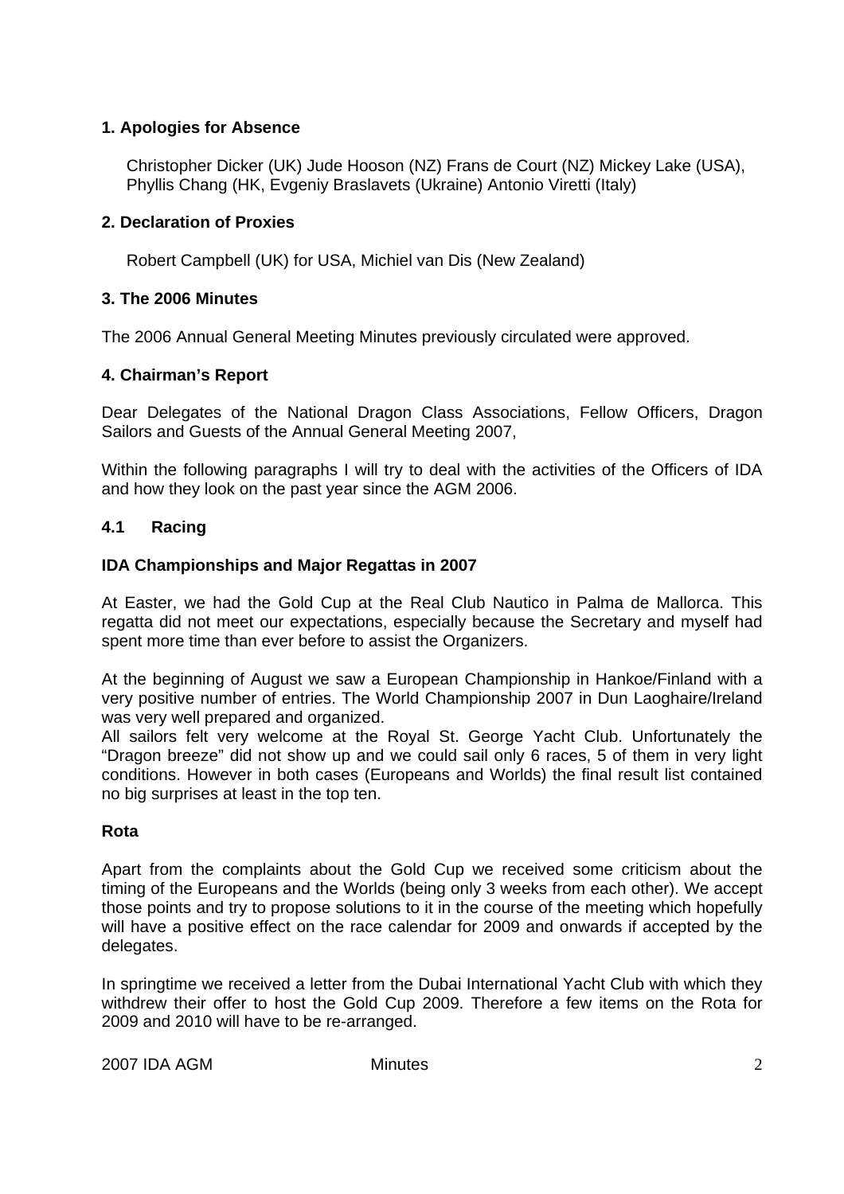## 1. Apologies for Absence

Christopher Dicker (UK) Jude Hooson (NZ) Frans de Court (NZ) Mickey Lake (USA), Phyllis Chang (HK, Evgeniy Braslavets (Ukraine) Antonio Viretti (Italy)

## 2. Declaration of Proxies

Robert Campbell (UK) for USA, Michiel van Dis (New Zealand)

## 3. The 2006 Minutes

The 2006 Annual General Meeting Minutes previously circulated were approved.

## 4. Chairman's Report

Dear Delegates of the National Dragon Class Associations, Fellow Officers, Dragon Sailors and Guests of the Annual General Meeting 2007,

Within the following paragraphs I will try to deal with the activities of the Officers of IDA and how they look on the past year since the AGM 2006.

### 4.1 Racing

**IDA Championships and Major Regattas in 2007**

At Easter, we had the Gold Cup at the Real Club Nautico in Palma de Mallorca. This regatta did not meet our expectations, especially because the Secretary and myself had spent more time than ever before to assist the Organizers.

At the beginning of August we saw a European Championship in Hankoe/Finland with a very positive number of entries. The World Championship 2007 in Dun Laoghaire/Ireland was very well prepared and organized.
All sailors felt very welcome at the Royal St. George Yacht Club. Unfortunately the "Dragon breeze" did not show up and we could sail only 6 races, 5 of them in very light conditions. However in both cases (Europeans and Worlds) the final result list contained no big surprises at least in the top ten.

**Rota**

Apart from the complaints about the Gold Cup we received some criticism about the timing of the Europeans and the Worlds (being only 3 weeks from each other). We accept those points and try to propose solutions to it in the course of the meeting which hopefully will have a positive effect on the race calendar for 2009 and onwards if accepted by the delegates.

In springtime we received a letter from the Dubai International Yacht Club with which they withdrew their offer to host the Gold Cup 2009. Therefore a few items on the Rota for 2009 and 2010 will have to be re-arranged.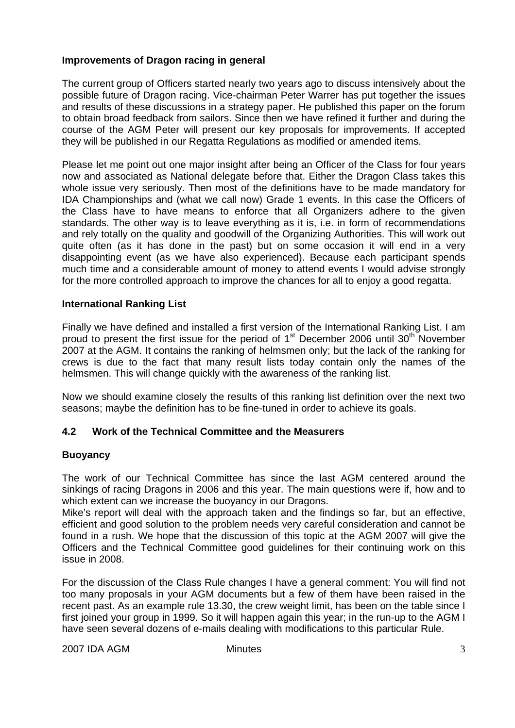**Improvements of Dragon racing in general**

The current group of Officers started nearly two years ago to discuss intensively about the possible future of Dragon racing. Vice-chairman Peter Warrer has put together the issues and results of these discussions in a strategy paper. He published this paper on the forum to obtain broad feedback from sailors. Since then we have refined it further and during the course of the AGM Peter will present our key proposals for improvements. If accepted they will be published in our Regatta Regulations as modified or amended items.

Please let me point out one major insight after being an Officer of the Class for four years now and associated as National delegate before that. Either the Dragon Class takes this whole issue very seriously. Then most of the definitions have to be made mandatory for IDA Championships and (what we call now) Grade 1 events. In this case the Officers of the Class have to have means to enforce that all Organizers adhere to the given standards. The other way is to leave everything as it is, i.e. in form of recommendations and rely totally on the quality and goodwill of the Organizing Authorities. This will work out quite often (as it has done in the past) but on some occasion it will end in a very disappointing event (as we have also experienced). Because each participant spends much time and a considerable amount of money to attend events I would advise strongly for the more controlled approach to improve the chances for all to enjoy a good regatta.

**International Ranking List**

Finally we have defined and installed a first version of the International Ranking List. I am proud to present the first issue for the period of 1st December 2006 until 30th November 2007 at the AGM. It contains the ranking of helmsmen only; but the lack of the ranking for crews is due to the fact that many result lists today contain only the names of the helmsmen. This will change quickly with the awareness of the ranking list.

Now we should examine closely the results of this ranking list definition over the next two seasons; maybe the definition has to be fine-tuned in order to achieve its goals.

### 4.2 Work of the Technical Committee and the Measurers

**Buoyancy**

The work of our Technical Committee has since the last AGM centered around the sinkings of racing Dragons in 2006 and this year. The main questions were if, how and to which extent can we increase the buoyancy in our Dragons.
Mike's report will deal with the approach taken and the findings so far, but an effective, efficient and good solution to the problem needs very careful consideration and cannot be found in a rush. We hope that the discussion of this topic at the AGM 2007 will give the Officers and the Technical Committee good guidelines for their continuing work on this issue in 2008.

For the discussion of the Class Rule changes I have a general comment: You will find not too many proposals in your AGM documents but a few of them have been raised in the recent past. As an example rule 13.30, the crew weight limit, has been on the table since I first joined your group in 1999. So it will happen again this year; in the run-up to the AGM I have seen several dozens of e-mails dealing with modifications to this particular Rule.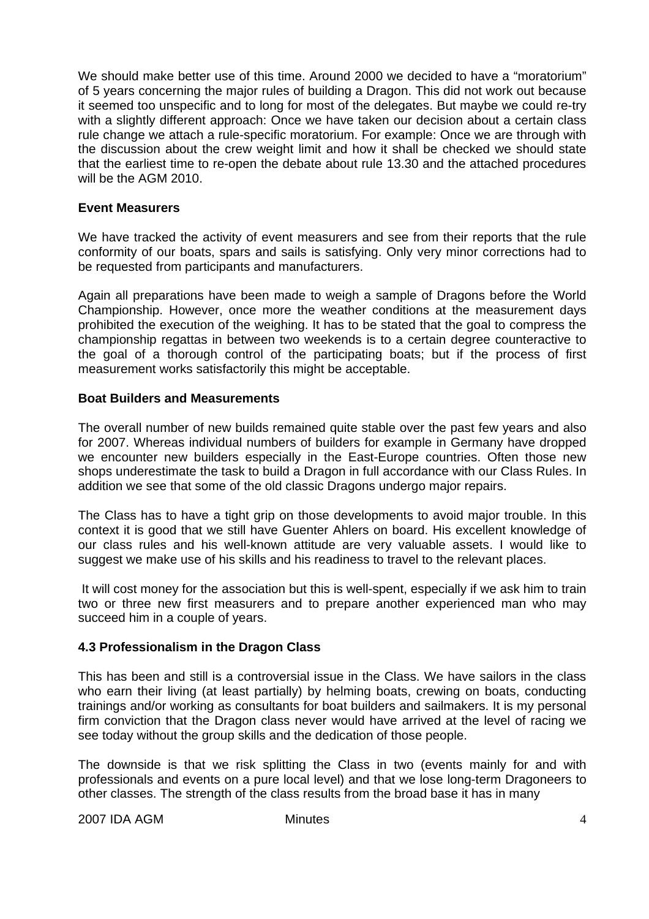We should make better use of this time. Around 2000 we decided to have a "moratorium" of 5 years concerning the major rules of building a Dragon. This did not work out because it seemed too unspecific and to long for most of the delegates. But maybe we could re-try with a slightly different approach: Once we have taken our decision about a certain class rule change we attach a rule-specific moratorium. For example: Once we are through with the discussion about the crew weight limit and how it shall be checked we should state that the earliest time to re-open the debate about rule 13.30 and the attached procedures will be the AGM 2010.

**Event Measurers**

We have tracked the activity of event measurers and see from their reports that the rule conformity of our boats, spars and sails is satisfying. Only very minor corrections had to be requested from participants and manufacturers.

Again all preparations have been made to weigh a sample of Dragons before the World Championship. However, once more the weather conditions at the measurement days prohibited the execution of the weighing. It has to be stated that the goal to compress the championship regattas in between two weekends is to a certain degree counteractive to the goal of a thorough control of the participating boats; but if the process of first measurement works satisfactorily this might be acceptable.

**Boat Builders and Measurements**

The overall number of new builds remained quite stable over the past few years and also for 2007. Whereas individual numbers of builders for example in Germany have dropped we encounter new builders especially in the East-Europe countries. Often those new shops underestimate the task to build a Dragon in full accordance with our Class Rules. In addition we see that some of the old classic Dragons undergo major repairs.

The Class has to have a tight grip on those developments to avoid major trouble. In this context it is good that we still have Guenter Ahlers on board. His excellent knowledge of our class rules and his well-known attitude are very valuable assets. I would like to suggest we make use of his skills and his readiness to travel to the relevant places.

It will cost money for the association but this is well-spent, especially if we ask him to train two or three new first measurers and to prepare another experienced man who may succeed him in a couple of years.

**4.3 Professionalism in the Dragon Class**

This has been and still is a controversial issue in the Class. We have sailors in the class who earn their living (at least partially) by helming boats, crewing on boats, conducting trainings and/or working as consultants for boat builders and sailmakers. It is my personal firm conviction that the Dragon class never would have arrived at the level of racing we see today without the group skills and the dedication of those people.

The downside is that we risk splitting the Class in two (events mainly for and with professionals and events on a pure local level) and that we lose long-term Dragoneers to other classes. The strength of the class results from the broad base it has in many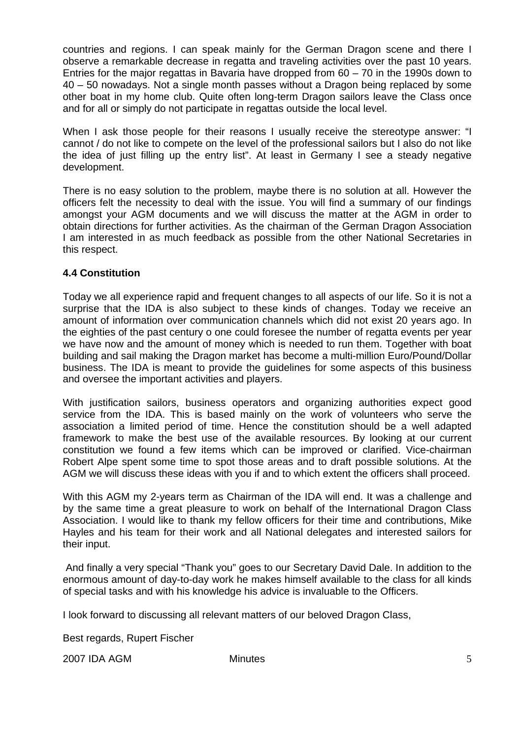countries and regions. I can speak mainly for the German Dragon scene and there I observe a remarkable decrease in regatta and traveling activities over the past 10 years. Entries for the major regattas in Bavaria have dropped from 60 – 70 in the 1990s down to 40 – 50 nowadays. Not a single month passes without a Dragon being replaced by some other boat in my home club. Quite often long-term Dragon sailors leave the Class once and for all or simply do not participate in regattas outside the local level.

When I ask those people for their reasons I usually receive the stereotype answer: "I cannot / do not like to compete on the level of the professional sailors but I also do not like the idea of just filling up the entry list". At least in Germany I see a steady negative development.

There is no easy solution to the problem, maybe there is no solution at all. However the officers felt the necessity to deal with the issue. You will find a summary of our findings amongst your AGM documents and we will discuss the matter at the AGM in order to obtain directions for further activities. As the chairman of the German Dragon Association I am interested in as much feedback as possible from the other National Secretaries in this respect.

**4.4 Constitution**

Today we all experience rapid and frequent changes to all aspects of our life. So it is not a surprise that the IDA is also subject to these kinds of changes. Today we receive an amount of information over communication channels which did not exist 20 years ago. In the eighties of the past century o one could foresee the number of regatta events per year we have now and the amount of money which is needed to run them. Together with boat building and sail making the Dragon market has become a multi-million Euro/Pound/Dollar business. The IDA is meant to provide the guidelines for some aspects of this business and oversee the important activities and players.

With justification sailors, business operators and organizing authorities expect good service from the IDA. This is based mainly on the work of volunteers who serve the association a limited period of time. Hence the constitution should be a well adapted framework to make the best use of the available resources. By looking at our current constitution we found a few items which can be improved or clarified. Vice-chairman Robert Alpe spent some time to spot those areas and to draft possible solutions. At the AGM we will discuss these ideas with you if and to which extent the officers shall proceed.

With this AGM my 2-years term as Chairman of the IDA will end. It was a challenge and by the same time a great pleasure to work on behalf of the International Dragon Class Association. I would like to thank my fellow officers for their time and contributions, Mike Hayles and his team for their work and all National delegates and interested sailors for their input.

And finally a very special "Thank you" goes to our Secretary David Dale. In addition to the enormous amount of day-to-day work he makes himself available to the class for all kinds of special tasks and with his knowledge his advice is invaluable to the Officers.

I look forward to discussing all relevant matters of our beloved Dragon Class,

Best regards, Rupert Fischer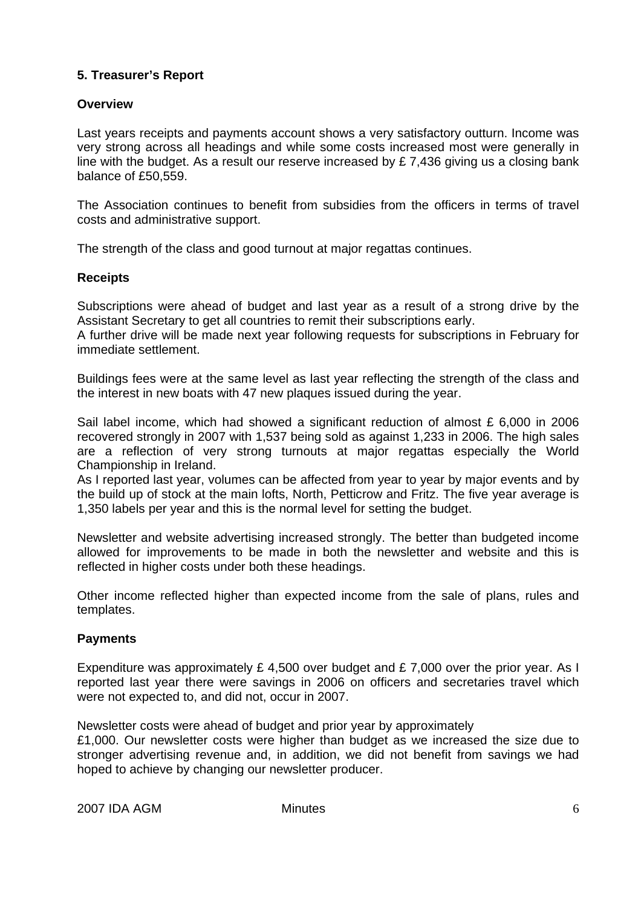### 5. Treasurer's Report

**Overview**

Last years receipts and payments account shows a very satisfactory outturn. Income was very strong across all headings and while some costs increased most were generally in line with the budget. As a result our reserve increased by £ 7,436 giving us a closing bank balance of £50,559.

The Association continues to benefit from subsidies from the officers in terms of travel costs and administrative support.

The strength of the class and good turnout at major regattas continues.

**Receipts**

Subscriptions were ahead of budget and last year as a result of a strong drive by the Assistant Secretary to get all countries to remit their subscriptions early.
A further drive will be made next year following requests for subscriptions in February for immediate settlement.

Buildings fees were at the same level as last year reflecting the strength of the class and the interest in new boats with 47 new plaques issued during the year.

Sail label income, which had showed a significant reduction of almost £ 6,000 in 2006 recovered strongly in 2007 with 1,537 being sold as against 1,233 in 2006. The high sales are a reflection of very strong turnouts at major regattas especially the World Championship in Ireland.
As I reported last year, volumes can be affected from year to year by major events and by the build up of stock at the main lofts, North, Petticrow and Fritz. The five year average is 1,350 labels per year and this is the normal level for setting the budget.

Newsletter and website advertising increased strongly. The better than budgeted income allowed for improvements to be made in both the newsletter and website and this is reflected in higher costs under both these headings.

Other income reflected higher than expected income from the sale of plans, rules and templates.

**Payments**

Expenditure was approximately £ 4,500 over budget and £ 7,000 over the prior year. As I reported last year there were savings in 2006 on officers and secretaries travel which were not expected to, and did not, occur in 2007.

Newsletter costs were ahead of budget and prior year by approximately
£1,000. Our newsletter costs were higher than budget as we increased the size due to stronger advertising revenue and, in addition, we did not benefit from savings we had hoped to achieve by changing our newsletter producer.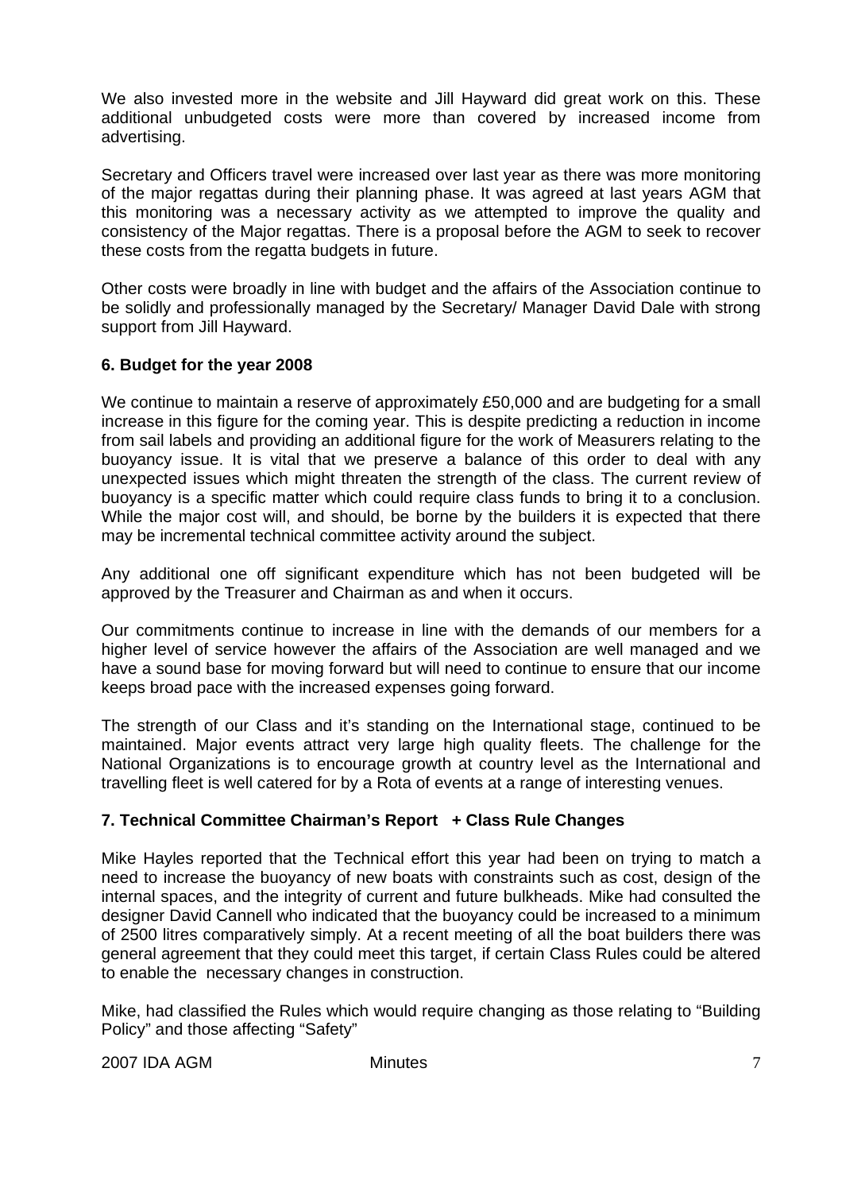We also invested more in the website and Jill Hayward did great work on this. These additional unbudgeted costs were more than covered by increased income from advertising.

Secretary and Officers travel were increased over last year as there was more monitoring of the major regattas during their planning phase. It was agreed at last years AGM that this monitoring was a necessary activity as we attempted to improve the quality and consistency of the Major regattas. There is a proposal before the AGM to seek to recover these costs from the regatta budgets in future.

Other costs were broadly in line with budget and the affairs of the Association continue to be solidly and professionally managed by the Secretary/ Manager David Dale with strong support from Jill Hayward.

**6. Budget for the year 2008**

We continue to maintain a reserve of approximately £50,000 and are budgeting for a small increase in this figure for the coming year. This is despite predicting a reduction in income from sail labels and providing an additional figure for the work of Measurers relating to the buoyancy issue. It is vital that we preserve a balance of this order to deal with any unexpected issues which might threaten the strength of the class. The current review of buoyancy is a specific matter which could require class funds to bring it to a conclusion. While the major cost will, and should, be borne by the builders it is expected that there may be incremental technical committee activity around the subject.

Any additional one off significant expenditure which has not been budgeted will be approved by the Treasurer and Chairman as and when it occurs.

Our commitments continue to increase in line with the demands of our members for a higher level of service however the affairs of the Association are well managed and we have a sound base for moving forward but will need to continue to ensure that our income keeps broad pace with the increased expenses going forward.

The strength of our Class and it's standing on the International stage, continued to be maintained. Major events attract very large high quality fleets. The challenge for the National Organizations is to encourage growth at country level as the International and travelling fleet is well catered for by a Rota of events at a range of interesting venues.

**7. Technical Committee Chairman's Report + Class Rule Changes**

Mike Hayles reported that the Technical effort this year had been on trying to match a need to increase the buoyancy of new boats with constraints such as cost, design of the internal spaces, and the integrity of current and future bulkheads. Mike had consulted the designer David Cannell who indicated that the buoyancy could be increased to a minimum of 2500 litres comparatively simply. At a recent meeting of all the boat builders there was general agreement that they could meet this target, if certain Class Rules could be altered to enable the necessary changes in construction.

Mike, had classified the Rules which would require changing as those relating to "Building Policy" and those affecting "Safety"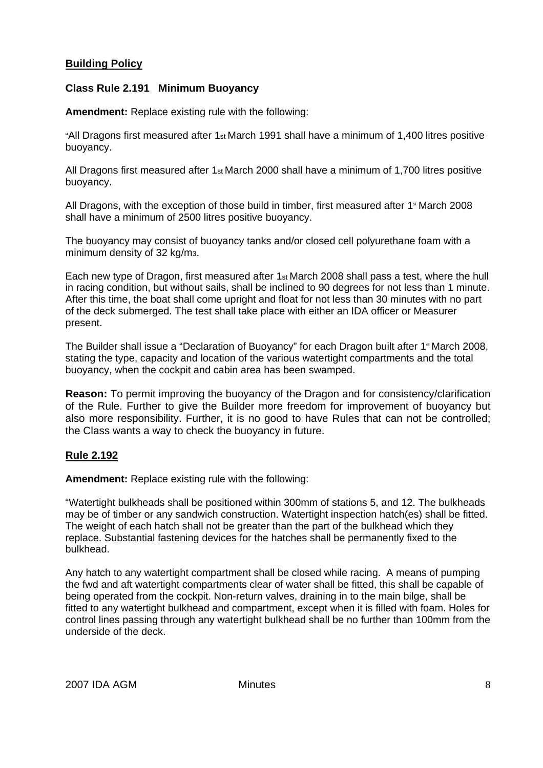## Building Policy

### Class Rule 2.191 Minimum Buoyancy

**Amendment:** Replace existing rule with the following:

"All Dragons first measured after 1st March 1991 shall have a minimum of 1,400 litres positive buoyancy.

All Dragons first measured after 1st March 2000 shall have a minimum of 1,700 litres positive buoyancy.

All Dragons, with the exception of those build in timber, first measured after 1st March 2008 shall have a minimum of 2500 litres positive buoyancy.

The buoyancy may consist of buoyancy tanks and/or closed cell polyurethane foam with a minimum density of 32 kg/m3.

Each new type of Dragon, first measured after 1st March 2008 shall pass a test, where the hull in racing condition, but without sails, shall be inclined to 90 degrees for not less than 1 minute. After this time, the boat shall come upright and float for not less than 30 minutes with no part of the deck submerged. The test shall take place with either an IDA officer or Measurer present.

The Builder shall issue a "Declaration of Buoyancy" for each Dragon built after 1st March 2008, stating the type, capacity and location of the various watertight compartments and the total buoyancy, when the cockpit and cabin area has been swamped.

**Reason:** To permit improving the buoyancy of the Dragon and for consistency/clarification of the Rule. Further to give the Builder more freedom for improvement of buoyancy but also more responsibility. Further, it is no good to have Rules that can not be controlled; the Class wants a way to check the buoyancy in future.

## Rule 2.192

**Amendment:** Replace existing rule with the following:

"Watertight bulkheads shall be positioned within 300mm of stations 5, and 12. The bulkheads may be of timber or any sandwich construction. Watertight inspection hatch(es) shall be fitted. The weight of each hatch shall not be greater than the part of the bulkhead which they replace. Substantial fastening devices for the hatches shall be permanently fixed to the bulkhead.

Any hatch to any watertight compartment shall be closed while racing. A means of pumping the fwd and aft watertight compartments clear of water shall be fitted, this shall be capable of being operated from the cockpit. Non-return valves, draining in to the main bilge, shall be fitted to any watertight bulkhead and compartment, except when it is filled with foam. Holes for control lines passing through any watertight bulkhead shall be no further than 100mm from the underside of the deck.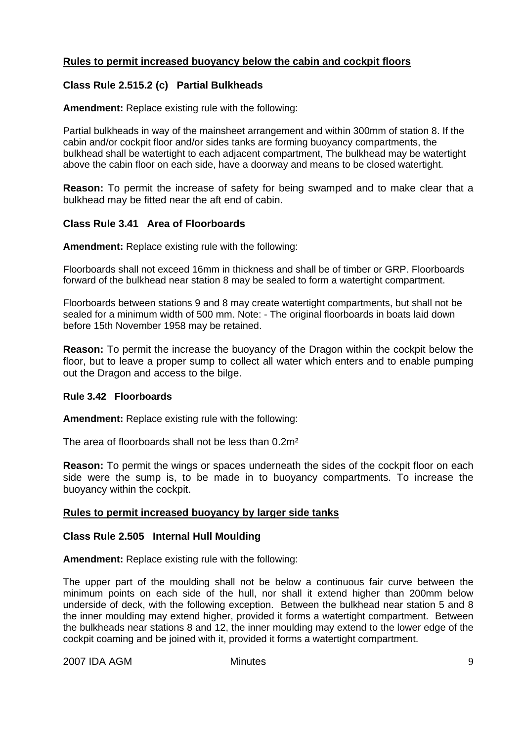**Rules to permit increased buoyancy below the cabin and cockpit floors**

**Class Rule 2.515.2 (c) Partial Bulkheads**

**Amendment:** Replace existing rule with the following:

Partial bulkheads in way of the mainsheet arrangement and within 300mm of station 8. If the cabin and/or cockpit floor and/or sides tanks are forming buoyancy compartments, the bulkhead shall be watertight to each adjacent compartment, The bulkhead may be watertight above the cabin floor on each side, have a doorway and means to be closed watertight.

**Reason:** To permit the increase of safety for being swamped and to make clear that a bulkhead may be fitted near the aft end of cabin.

**Class Rule 3.41 Area of Floorboards**

**Amendment:** Replace existing rule with the following:

Floorboards shall not exceed 16mm in thickness and shall be of timber or GRP. Floorboards forward of the bulkhead near station 8 may be sealed to form a watertight compartment.

Floorboards between stations 9 and 8 may create watertight compartments, but shall not be sealed for a minimum width of 500 mm. Note: - The original floorboards in boats laid down before 15th November 1958 may be retained.

**Reason:** To permit the increase the buoyancy of the Dragon within the cockpit below the floor, but to leave a proper sump to collect all water which enters and to enable pumping out the Dragon and access to the bilge.

**Rule 3.42 Floorboards**

**Amendment:** Replace existing rule with the following:

The area of floorboards shall not be less than 0.2m²

**Reason:** To permit the wings or spaces underneath the sides of the cockpit floor on each side were the sump is, to be made in to buoyancy compartments. To increase the buoyancy within the cockpit.

**Rules to permit increased buoyancy by larger side tanks**

**Class Rule 2.505 Internal Hull Moulding**

**Amendment:** Replace existing rule with the following:

The upper part of the moulding shall not be below a continuous fair curve between the minimum points on each side of the hull, nor shall it extend higher than 200mm below underside of deck, with the following exception. Between the bulkhead near station 5 and 8 the inner moulding may extend higher, provided it forms a watertight compartment. Between the bulkheads near stations 8 and 12, the inner moulding may extend to the lower edge of the cockpit coaming and be joined with it, provided it forms a watertight compartment.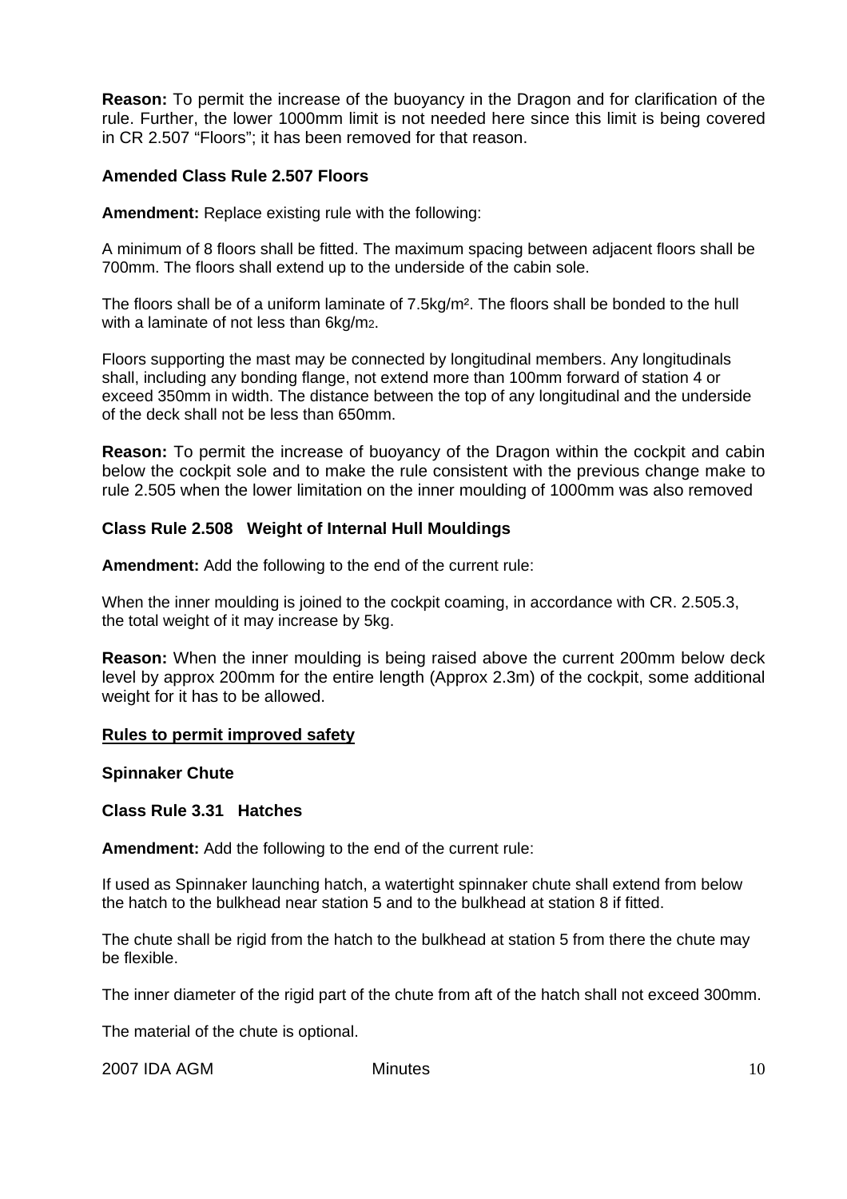**Reason:** To permit the increase of the buoyancy in the Dragon and for clarification of the rule. Further, the lower 1000mm limit is not needed here since this limit is being covered in CR 2.507 "Floors"; it has been removed for that reason.

**Amended Class Rule 2.507 Floors**

**Amendment:** Replace existing rule with the following:

A minimum of 8 floors shall be fitted. The maximum spacing between adjacent floors shall be 700mm. The floors shall extend up to the underside of the cabin sole.

The floors shall be of a uniform laminate of 7.5kg/m². The floors shall be bonded to the hull with a laminate of not less than 6kg/m2.

Floors supporting the mast may be connected by longitudinal members. Any longitudinals shall, including any bonding flange, not extend more than 100mm forward of station 4 or exceed 350mm in width. The distance between the top of any longitudinal and the underside of the deck shall not be less than 650mm.

**Reason:** To permit the increase of buoyancy of the Dragon within the cockpit and cabin below the cockpit sole and to make the rule consistent with the previous change make to rule 2.505 when the lower limitation on the inner moulding of 1000mm was also removed

**Class Rule 2.508 Weight of Internal Hull Mouldings**

**Amendment:** Add the following to the end of the current rule:

When the inner moulding is joined to the cockpit coaming, in accordance with CR. 2.505.3, the total weight of it may increase by 5kg.

**Reason:** When the inner moulding is being raised above the current 200mm below deck level by approx 200mm for the entire length (Approx 2.3m) of the cockpit, some additional weight for it has to be allowed.

**Rules to permit improved safety**

**Spinnaker Chute**

**Class Rule 3.31 Hatches**

**Amendment:** Add the following to the end of the current rule:

If used as Spinnaker launching hatch, a watertight spinnaker chute shall extend from below the hatch to the bulkhead near station 5 and to the bulkhead at station 8 if fitted.

The chute shall be rigid from the hatch to the bulkhead at station 5 from there the chute may be flexible.

The inner diameter of the rigid part of the chute from aft of the hatch shall not exceed 300mm.

The material of the chute is optional.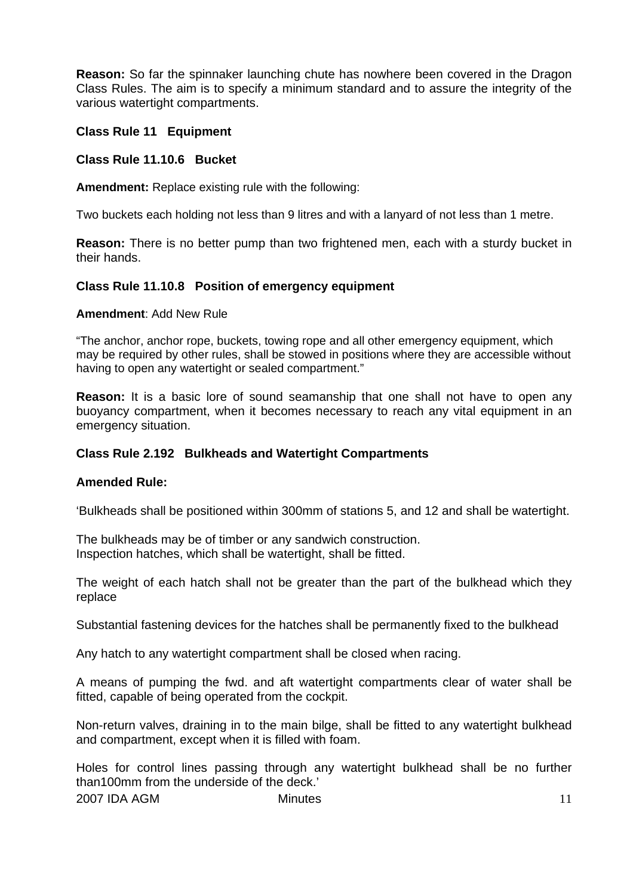**Reason:** So far the spinnaker launching chute has nowhere been covered in the Dragon Class Rules. The aim is to specify a minimum standard and to assure the integrity of the various watertight compartments.

**Class Rule 11 Equipment**

**Class Rule 11.10.6 Bucket**

**Amendment:** Replace existing rule with the following:

Two buckets each holding not less than 9 litres and with a lanyard of not less than 1 metre.

**Reason:** There is no better pump than two frightened men, each with a sturdy bucket in their hands.

**Class Rule 11.10.8 Position of emergency equipment**

**Amendment**: Add New Rule

"The anchor, anchor rope, buckets, towing rope and all other emergency equipment, which may be required by other rules, shall be stowed in positions where they are accessible without having to open any watertight or sealed compartment."

**Reason:** It is a basic lore of sound seamanship that one shall not have to open any buoyancy compartment, when it becomes necessary to reach any vital equipment in an emergency situation.

**Class Rule 2.192 Bulkheads and Watertight Compartments**

**Amended Rule:**

'Bulkheads shall be positioned within 300mm of stations 5, and 12 and shall be watertight.

The bulkheads may be of timber or any sandwich construction.
Inspection hatches, which shall be watertight, shall be fitted.

The weight of each hatch shall not be greater than the part of the bulkhead which they replace

Substantial fastening devices for the hatches shall be permanently fixed to the bulkhead

Any hatch to any watertight compartment shall be closed when racing.

A means of pumping the fwd. and aft watertight compartments clear of water shall be fitted, capable of being operated from the cockpit.

Non-return valves, draining in to the main bilge, shall be fitted to any watertight bulkhead and compartment, except when it is filled with foam.

Holes for control lines passing through any watertight bulkhead shall be no further than100mm from the underside of the deck.'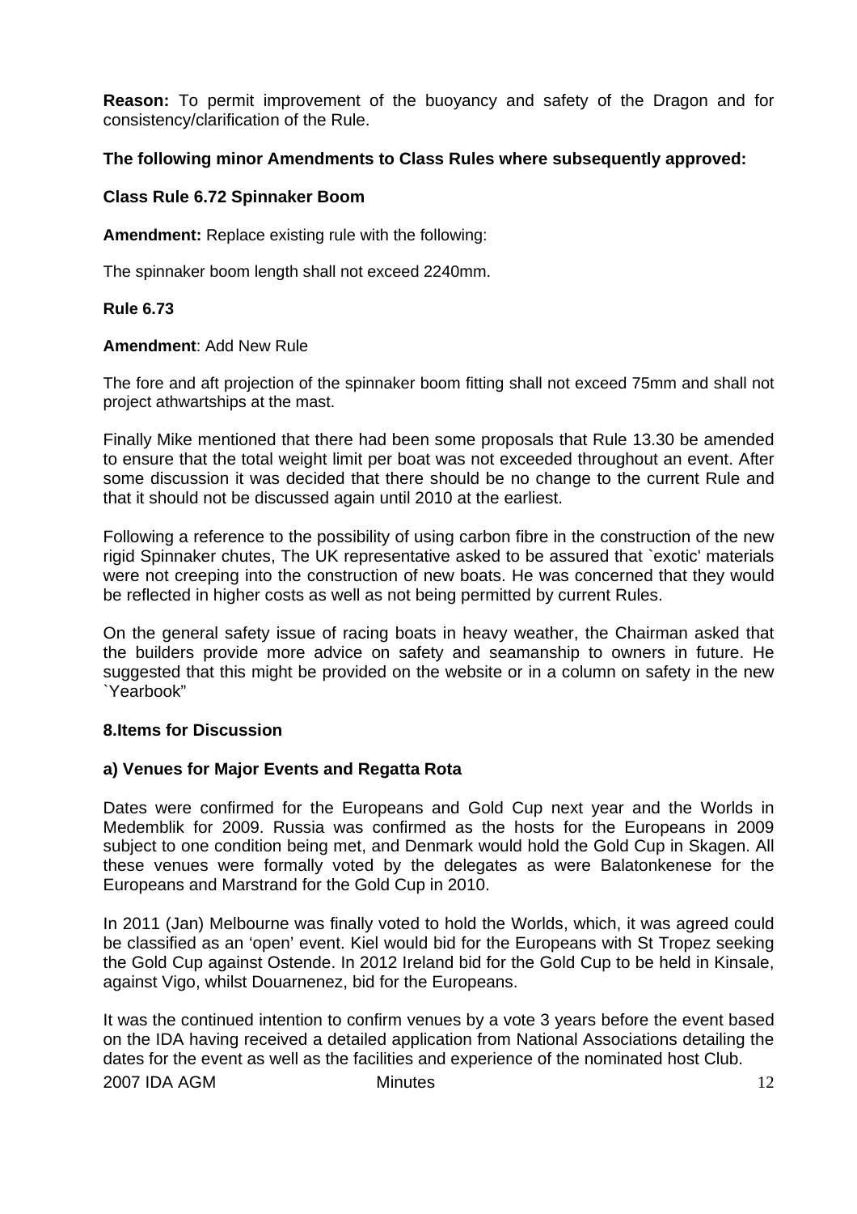**Reason:** To permit improvement of the buoyancy and safety of the Dragon and for consistency/clarification of the Rule.

**The following minor Amendments to Class Rules where subsequently approved:**

**Class Rule 6.72 Spinnaker Boom**

**Amendment:** Replace existing rule with the following:

The spinnaker boom length shall not exceed 2240mm.

**Rule 6.73**

**Amendment**: Add New Rule

The fore and aft projection of the spinnaker boom fitting shall not exceed 75mm and shall not project athwartships at the mast.

Finally Mike mentioned that there had been some proposals that Rule 13.30 be amended to ensure that the total weight limit per boat was not exceeded throughout an event. After some discussion it was decided that there should be no change to the current Rule and that it should not be discussed again until 2010 at the earliest.

Following a reference to the possibility of using carbon fibre in the construction of the new rigid Spinnaker chutes, The UK representative asked to be assured that `exotic' materials were not creeping into the construction of new boats. He was concerned that they would be reflected in higher costs as well as not being permitted by current Rules.

On the general safety issue of racing boats in heavy weather, the Chairman asked that the builders provide more advice on safety and seamanship to owners in future. He suggested that this might be provided on the website or in a column on safety in the new `Yearbook"

**8.Items for Discussion**

**a) Venues for Major Events and Regatta Rota**

Dates were confirmed for the Europeans and Gold Cup next year and the Worlds in Medemblik for 2009. Russia was confirmed as the hosts for the Europeans in 2009 subject to one condition being met, and Denmark would hold the Gold Cup in Skagen. All these venues were formally voted by the delegates as were Balatonkenese for the Europeans and Marstrand for the Gold Cup in 2010.

In 2011 (Jan) Melbourne was finally voted to hold the Worlds, which, it was agreed could be classified as an 'open' event. Kiel would bid for the Europeans with St Tropez seeking the Gold Cup against Ostende. In 2012 Ireland bid for the Gold Cup to be held in Kinsale, against Vigo, whilst Douarnenez, bid for the Europeans.

It was the continued intention to confirm venues by a vote 3 years before the event based on the IDA having received a detailed application from National Associations detailing the dates for the event as well as the facilities and experience of the nominated host Club.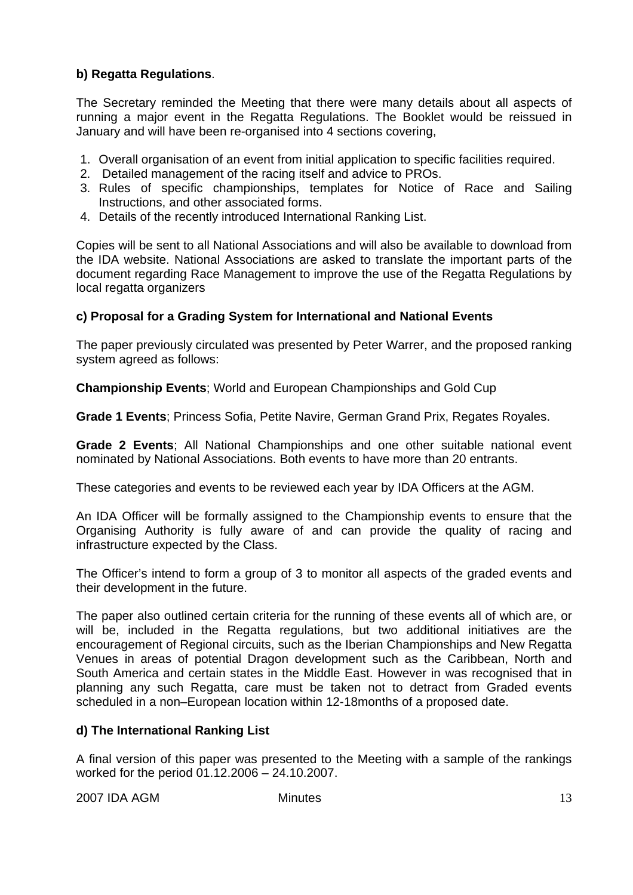**b) Regatta Regulations**.

The Secretary reminded the Meeting that there were many details about all aspects of running a major event in the Regatta Regulations. The Booklet would be reissued in January and will have been re-organised into 4 sections covering,

1. Overall organisation of an event from initial application to specific facilities required.
2. Detailed management of the racing itself and advice to PROs.
3. Rules of specific championships, templates for Notice of Race and Sailing Instructions, and other associated forms.
4. Details of the recently introduced International Ranking List.

Copies will be sent to all National Associations and will also be available to download from the IDA website. National Associations are asked to translate the important parts of the document regarding Race Management to improve the use of the Regatta Regulations by local regatta organizers

**c) Proposal for a Grading System for International and National Events**

The paper previously circulated was presented by Peter Warrer, and the proposed ranking system agreed as follows:

**Championship Events**; World and European Championships and Gold Cup

**Grade 1 Events**; Princess Sofia, Petite Navire, German Grand Prix, Regates Royales.

**Grade 2 Events**; All National Championships and one other suitable national event nominated by National Associations. Both events to have more than 20 entrants.

These categories and events to be reviewed each year by IDA Officers at the AGM.

An IDA Officer will be formally assigned to the Championship events to ensure that the Organising Authority is fully aware of and can provide the quality of racing and infrastructure expected by the Class.

The Officer's intend to form a group of 3 to monitor all aspects of the graded events and their development in the future.

The paper also outlined certain criteria for the running of these events all of which are, or will be, included in the Regatta regulations, but two additional initiatives are the encouragement of Regional circuits, such as the Iberian Championships and New Regatta Venues in areas of potential Dragon development such as the Caribbean, North and South America and certain states in the Middle East. However in was recognised that in planning any such Regatta, care must be taken not to detract from Graded events scheduled in a non–European location within 12-18months of a proposed date.

**d) The International Ranking List**

A final version of this paper was presented to the Meeting with a sample of the rankings worked for the period 01.12.2006 – 24.10.2007.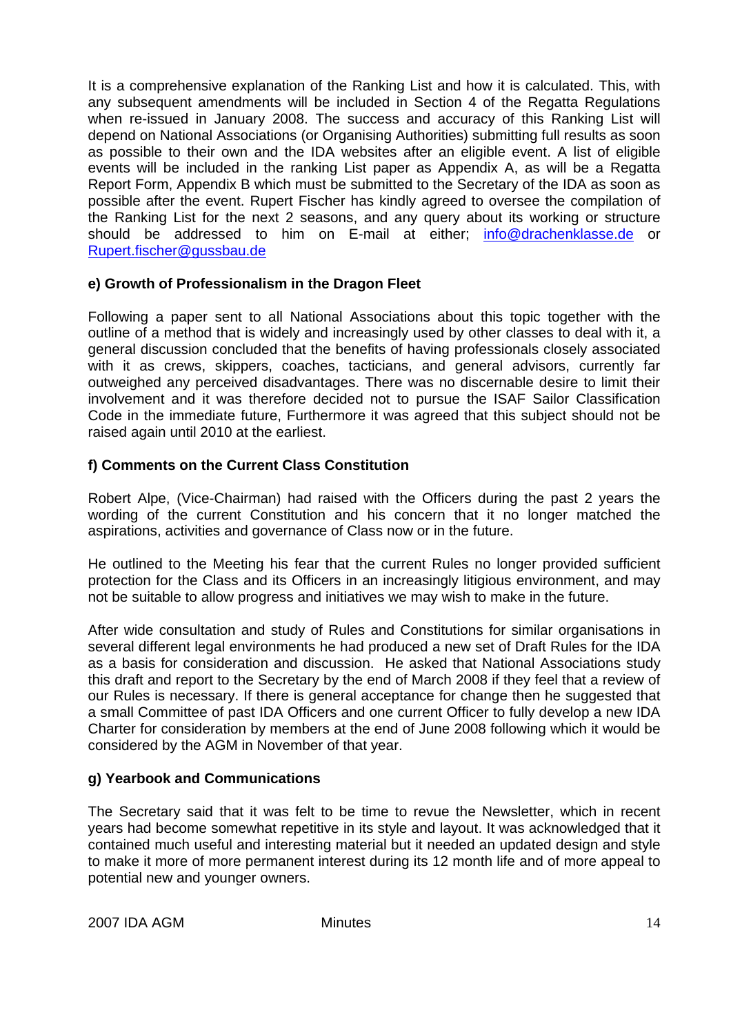It is a comprehensive explanation of the Ranking List and how it is calculated. This, with any subsequent amendments will be included in Section 4 of the Regatta Regulations when re-issued in January 2008. The success and accuracy of this Ranking List will depend on National Associations (or Organising Authorities) submitting full results as soon as possible to their own and the IDA websites after an eligible event. A list of eligible events will be included in the ranking List paper as Appendix A, as will be a Regatta Report Form, Appendix B which must be submitted to the Secretary of the IDA as soon as possible after the event. Rupert Fischer has kindly agreed to oversee the compilation of the Ranking List for the next 2 seasons, and any query about its working or structure should be addressed to him on E-mail at either; info@drachenklasse.de or Rupert.fischer@gussbau.de

**e) Growth of Professionalism in the Dragon Fleet**

Following a paper sent to all National Associations about this topic together with the outline of a method that is widely and increasingly used by other classes to deal with it, a general discussion concluded that the benefits of having professionals closely associated with it as crews, skippers, coaches, tacticians, and general advisors, currently far outweighed any perceived disadvantages. There was no discernable desire to limit their involvement and it was therefore decided not to pursue the ISAF Sailor Classification Code in the immediate future, Furthermore it was agreed that this subject should not be raised again until 2010 at the earliest.

**f) Comments on the Current Class Constitution**

Robert Alpe, (Vice-Chairman) had raised with the Officers during the past 2 years the wording of the current Constitution and his concern that it no longer matched the aspirations, activities and governance of Class now or in the future.

He outlined to the Meeting his fear that the current Rules no longer provided sufficient protection for the Class and its Officers in an increasingly litigious environment, and may not be suitable to allow progress and initiatives we may wish to make in the future.

After wide consultation and study of Rules and Constitutions for similar organisations in several different legal environments he had produced a new set of Draft Rules for the IDA as a basis for consideration and discussion. He asked that National Associations study this draft and report to the Secretary by the end of March 2008 if they feel that a review of our Rules is necessary. If there is general acceptance for change then he suggested that a small Committee of past IDA Officers and one current Officer to fully develop a new IDA Charter for consideration by members at the end of June 2008 following which it would be considered by the AGM in November of that year.

**g) Yearbook and Communications**

The Secretary said that it was felt to be time to revue the Newsletter, which in recent years had become somewhat repetitive in its style and layout. It was acknowledged that it contained much useful and interesting material but it needed an updated design and style to make it more of more permanent interest during its 12 month life and of more appeal to potential new and younger owners.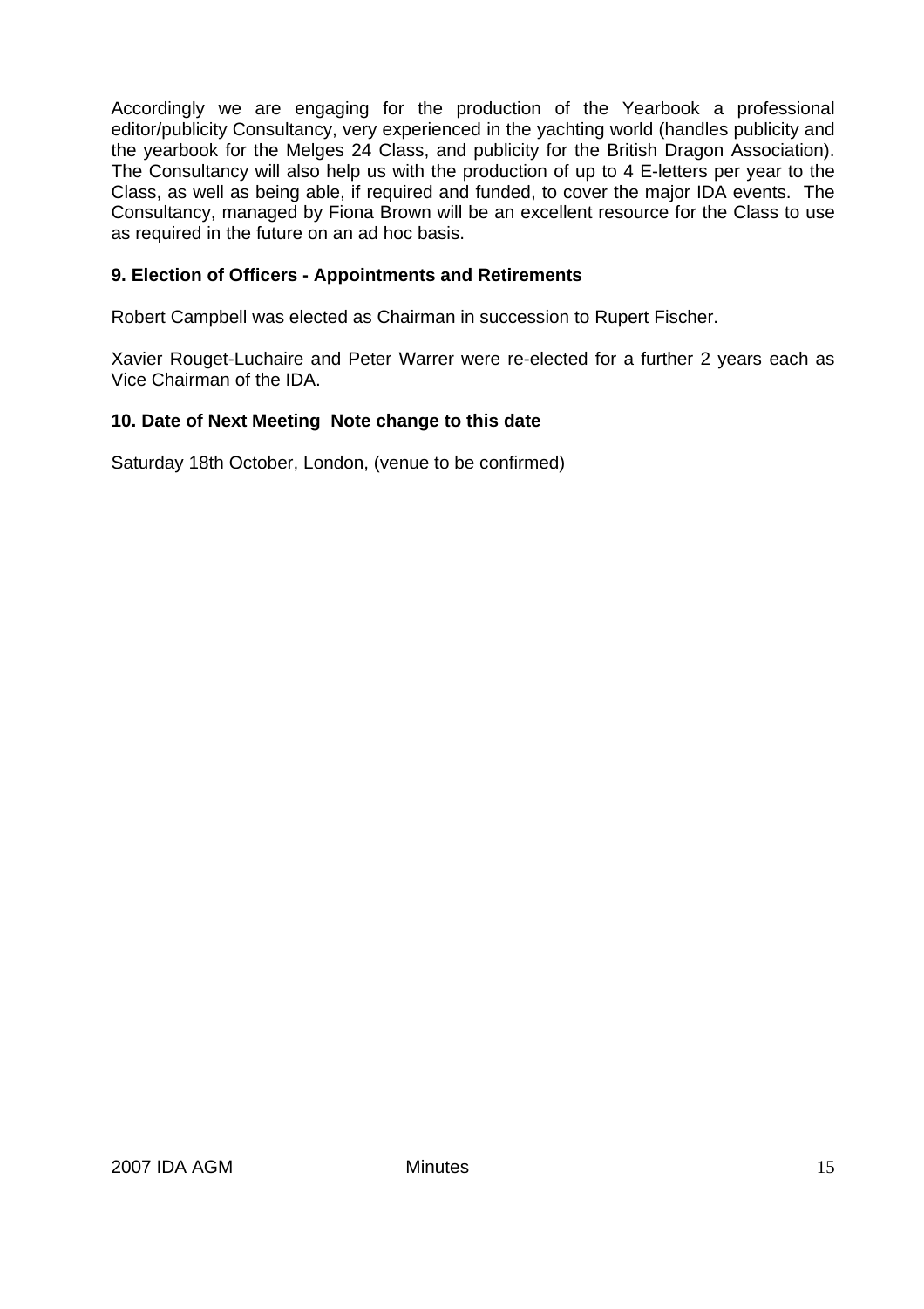Accordingly we are engaging for the production of the Yearbook a professional editor/publicity Consultancy, very experienced in the yachting world (handles publicity and the yearbook for the Melges 24 Class, and publicity for the British Dragon Association). The Consultancy will also help us with the production of up to 4 E-letters per year to the Class, as well as being able, if required and funded, to cover the major IDA events. The Consultancy, managed by Fiona Brown will be an excellent resource for the Class to use as required in the future on an ad hoc basis.

**9. Election of Officers - Appointments and Retirements**

Robert Campbell was elected as Chairman in succession to Rupert Fischer.

Xavier Rouget-Luchaire and Peter Warrer were re-elected for a further 2 years each as Vice Chairman of the IDA.

**10. Date of Next Meeting Note change to this date**

Saturday 18th October, London, (venue to be confirmed)